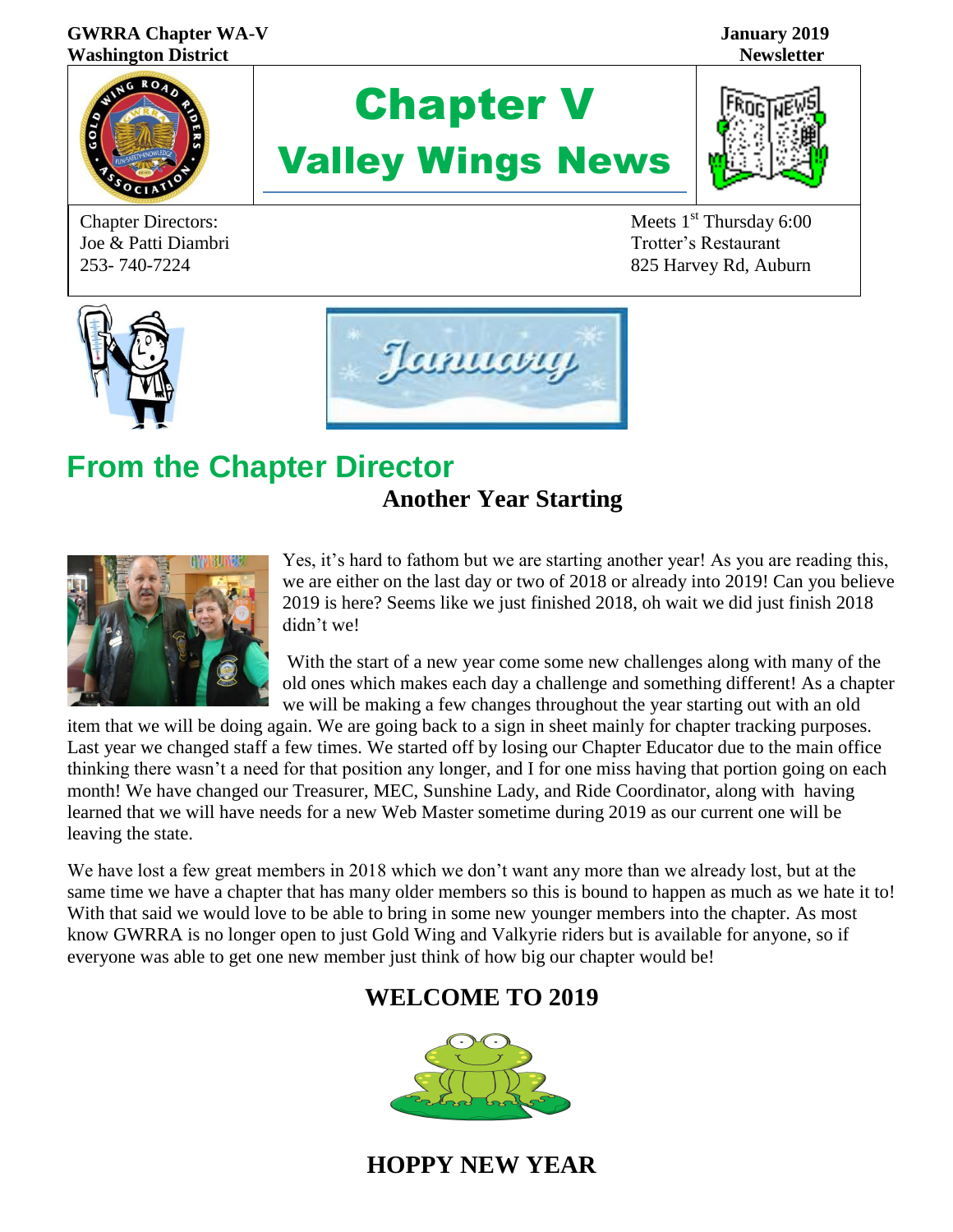**GWRRA Chapter WA-V**
**Washington District**

**January 2019 Newsletter**

# Chapter V
# Valley Wings News

Chapter Directors:
Joe & Patti Diambri
253- 740-7224

Meets 1st Thursday 6:00
Trotter's Restaurant
825 Harvey Rd, Auburn

## From the Chapter Director

### Another Year Starting

Yes, it's hard to fathom but we are starting another year! As you are reading this, we are either on the last day or two of 2018 or already into 2019! Can you believe 2019 is here? Seems like we just finished 2018, oh wait we did just finish 2018 didn't we!

With the start of a new year come some new challenges along with many of the old ones which makes each day a challenge and something different! As a chapter we will be making a few changes throughout the year starting out with an old item that we will be doing again. We are going back to a sign in sheet mainly for chapter tracking purposes. Last year we changed staff a few times. We started off by losing our Chapter Educator due to the main office thinking there wasn't a need for that position any longer, and I for one miss having that portion going on each month! We have changed our Treasurer, MEC, Sunshine Lady, and Ride Coordinator, along with having learned that we will have needs for a new Web Master sometime during 2019 as our current one will be leaving the state.

We have lost a few great members in 2018 which we don't want any more than we already lost, but at the same time we have a chapter that has many older members so this is bound to happen as much as we hate it to! With that said we would love to be able to bring in some new younger members into the chapter. As most know GWRRA is no longer open to just Gold Wing and Valkyrie riders but is available for anyone, so if everyone was able to get one new member just think of how big our chapter would be!

### WELCOME TO 2019

### HOPPY NEW YEAR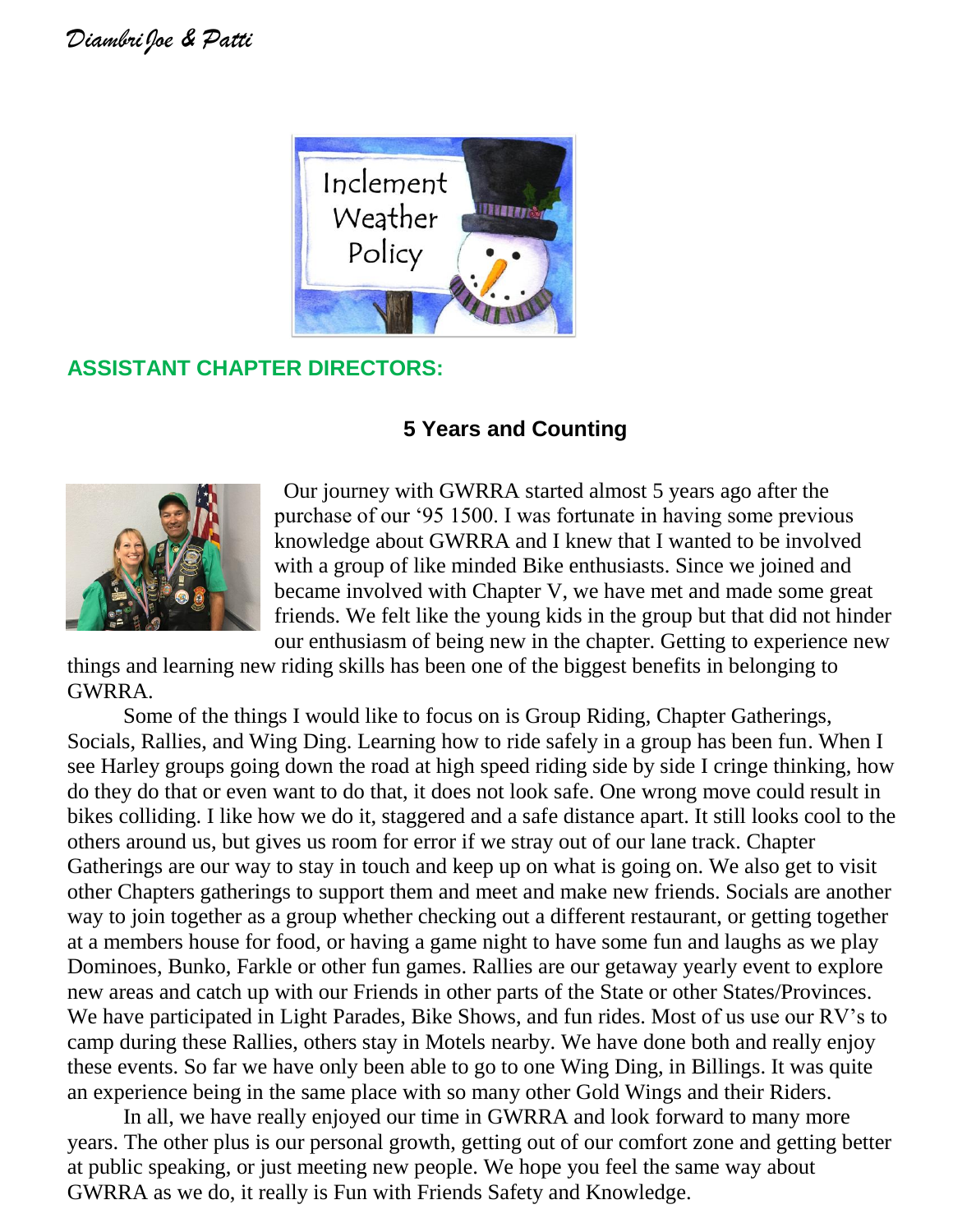*Diambri Joe & Patti*

## ASSISTANT CHAPTER DIRECTORS:

### 5 Years and Counting

Our journey with GWRRA started almost 5 years ago after the purchase of our '95 1500. I was fortunate in having some previous knowledge about GWRRA and I knew that I wanted to be involved with a group of like minded Bike enthusiasts. Since we joined and became involved with Chapter V, we have met and made some great friends. We felt like the young kids in the group but that did not hinder our enthusiasm of being new in the chapter. Getting to experience new things and learning new riding skills has been one of the biggest benefits in belonging to GWRRA.

Some of the things I would like to focus on is Group Riding, Chapter Gatherings, Socials, Rallies, and Wing Ding. Learning how to ride safely in a group has been fun. When I see Harley groups going down the road at high speed riding side by side I cringe thinking, how do they do that or even want to do that, it does not look safe. One wrong move could result in bikes colliding. I like how we do it, staggered and a safe distance apart. It still looks cool to the others around us, but gives us room for error if we stray out of our lane track. Chapter Gatherings are our way to stay in touch and keep up on what is going on. We also get to visit other Chapters gatherings to support them and meet and make new friends. Socials are another way to join together as a group whether checking out a different restaurant, or getting together at a members house for food, or having a game night to have some fun and laughs as we play Dominoes, Bunko, Farkle or other fun games. Rallies are our getaway yearly event to explore new areas and catch up with our Friends in other parts of the State or other States/Provinces. We have participated in Light Parades, Bike Shows, and fun rides. Most of us use our RV's to camp during these Rallies, others stay in Motels nearby. We have done both and really enjoy these events. So far we have only been able to go to one Wing Ding, in Billings. It was quite an experience being in the same place with so many other Gold Wings and their Riders.

In all, we have really enjoyed our time in GWRRA and look forward to many more years. The other plus is our personal growth, getting out of our comfort zone and getting better at public speaking, or just meeting new people. We hope you feel the same way about GWRRA as we do, it really is Fun with Friends Safety and Knowledge.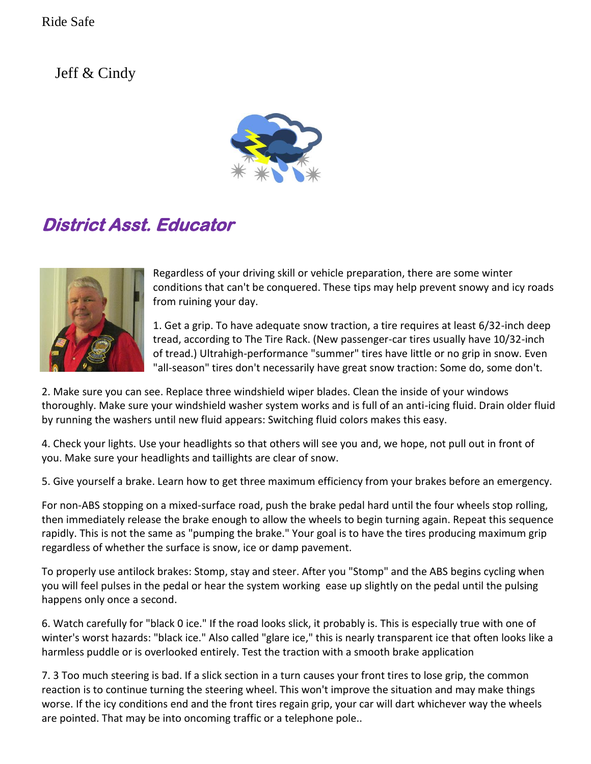Ride Safe

Jeff & Cindy

## District Asst. Educator

Regardless of your driving skill or vehicle preparation, there are some winter conditions that can't be conquered. These tips may help prevent snowy and icy roads from ruining your day.

1. Get a grip. To have adequate snow traction, a tire requires at least 6/32-inch deep tread, according to The Tire Rack. (New passenger-car tires usually have 10/32-inch of tread.) Ultrahigh-performance "summer" tires have little or no grip in snow. Even "all-season" tires don't necessarily have great snow traction: Some do, some don't.

2. Make sure you can see. Replace three windshield wiper blades. Clean the inside of your windows thoroughly. Make sure your windshield washer system works and is full of an anti-icing fluid. Drain older fluid by running the washers until new fluid appears: Switching fluid colors makes this easy.

4. Check your lights. Use your headlights so that others will see you and, we hope, not pull out in front of you. Make sure your headlights and taillights are clear of snow.

5. Give yourself a brake. Learn how to get three maximum efficiency from your brakes before an emergency.

For non-ABS stopping on a mixed-surface road, push the brake pedal hard until the four wheels stop rolling, then immediately release the brake enough to allow the wheels to begin turning again. Repeat this sequence rapidly. This is not the same as "pumping the brake." Your goal is to have the tires producing maximum grip regardless of whether the surface is snow, ice or damp pavement.

To properly use antilock brakes: Stomp, stay and steer. After you "Stomp" and the ABS begins cycling when you will feel pulses in the pedal or hear the system working ease up slightly on the pedal until the pulsing happens only once a second.

6. Watch carefully for "black 0 ice." If the road looks slick, it probably is. This is especially true with one of winter's worst hazards: "black ice." Also called "glare ice," this is nearly transparent ice that often looks like a harmless puddle or is overlooked entirely. Test the traction with a smooth brake application

7. 3 Too much steering is bad. If a slick section in a turn causes your front tires to lose grip, the common reaction is to continue turning the steering wheel. This won't improve the situation and may make things worse. If the icy conditions end and the front tires regain grip, your car will dart whichever way the wheels are pointed. That may be into oncoming traffic or a telephone pole..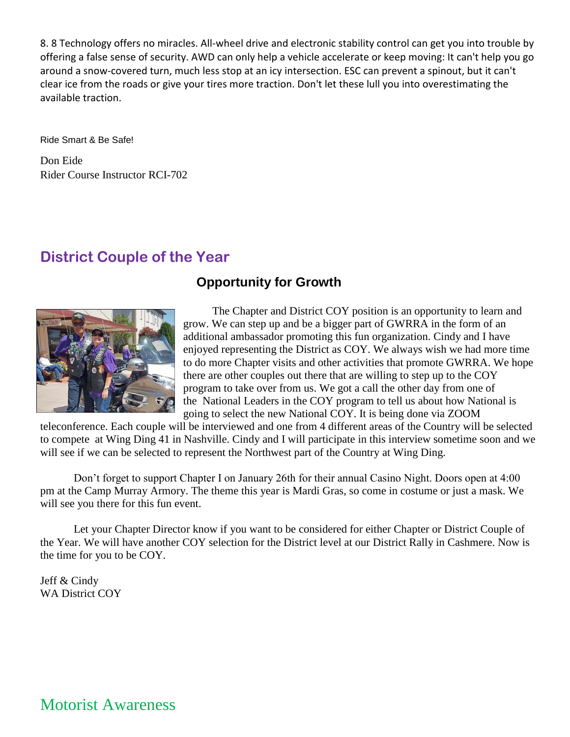8. 8 Technology offers no miracles. All-wheel drive and electronic stability control can get you into trouble by offering a false sense of security. AWD can only help a vehicle accelerate or keep moving: It can't help you go around a snow-covered turn, much less stop at an icy intersection. ESC can prevent a spinout, but it can't clear ice from the roads or give your tires more traction. Don't let these lull you into overestimating the available traction.

Ride Smart & Be Safe!

Don Eide
Rider Course Instructor RCI-702

## District Couple of the Year

### Opportunity for Growth

The Chapter and District COY position is an opportunity to learn and grow. We can step up and be a bigger part of GWRRA in the form of an additional ambassador promoting this fun organization. Cindy and I have enjoyed representing the District as COY. We always wish we had more time to do more Chapter visits and other activities that promote GWRRA. We hope there are other couples out there that are willing to step up to the COY program to take over from us. We got a call the other day from one of the National Leaders in the COY program to tell us about how National is going to select the new National COY. It is being done via ZOOM teleconference. Each couple will be interviewed and one from 4 different areas of the Country will be selected to compete at Wing Ding 41 in Nashville. Cindy and I will participate in this interview sometime soon and we will see if we can be selected to represent the Northwest part of the Country at Wing Ding.

Don't forget to support Chapter I on January 26th for their annual Casino Night. Doors open at 4:00 pm at the Camp Murray Armory. The theme this year is Mardi Gras, so come in costume or just a mask. We will see you there for this fun event.

Let your Chapter Director know if you want to be considered for either Chapter or District Couple of the Year. We will have another COY selection for the District level at our District Rally in Cashmere. Now is the time for you to be COY.

Jeff & Cindy
WA District COY

## Motorist Awareness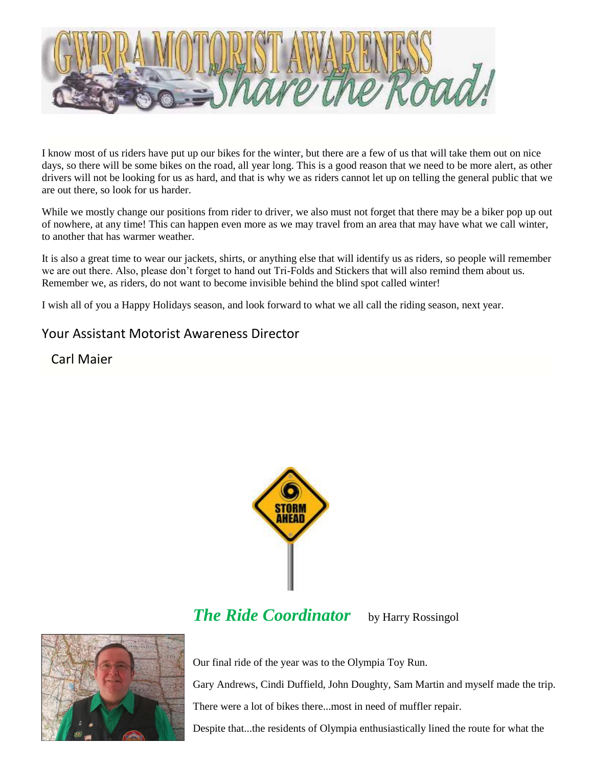# GWRRA MOTORIST AWARENESS "Share the Road!"

I know most of us riders have put up our bikes for the winter, but there are a few of us that will take them out on nice days, so there will be some bikes on the road, all year long. This is a good reason that we need to be more alert, as other drivers will not be looking for us as hard, and that is why we as riders cannot let up on telling the general public that we are out there, so look for us harder.

While we mostly change our positions from rider to driver, we also must not forget that there may be a biker pop up out of nowhere, at any time! This can happen even more as we may travel from an area that may have what we call winter, to another that has warmer weather.

It is also a great time to wear our jackets, shirts, or anything else that will identify us as riders, so people will remember we are out there. Also, please don't forget to hand out Tri-Folds and Stickers that will also remind them about us. Remember we, as riders, do not want to become invisible behind the blind spot called winter!

I wish all of you a Happy Holidays season, and look forward to what we all call the riding season, next year.

Your Assistant Motorist Awareness Director

Carl Maier

## *The Ride Coordinator* by Harry Rossingol

Our final ride of the year was to the Olympia Toy Run.

Gary Andrews, Cindi Duffield, John Doughty, Sam Martin and myself made the trip.

There were a lot of bikes there...most in need of muffler repair.

Despite that...the residents of Olympia enthusiastically lined the route for what the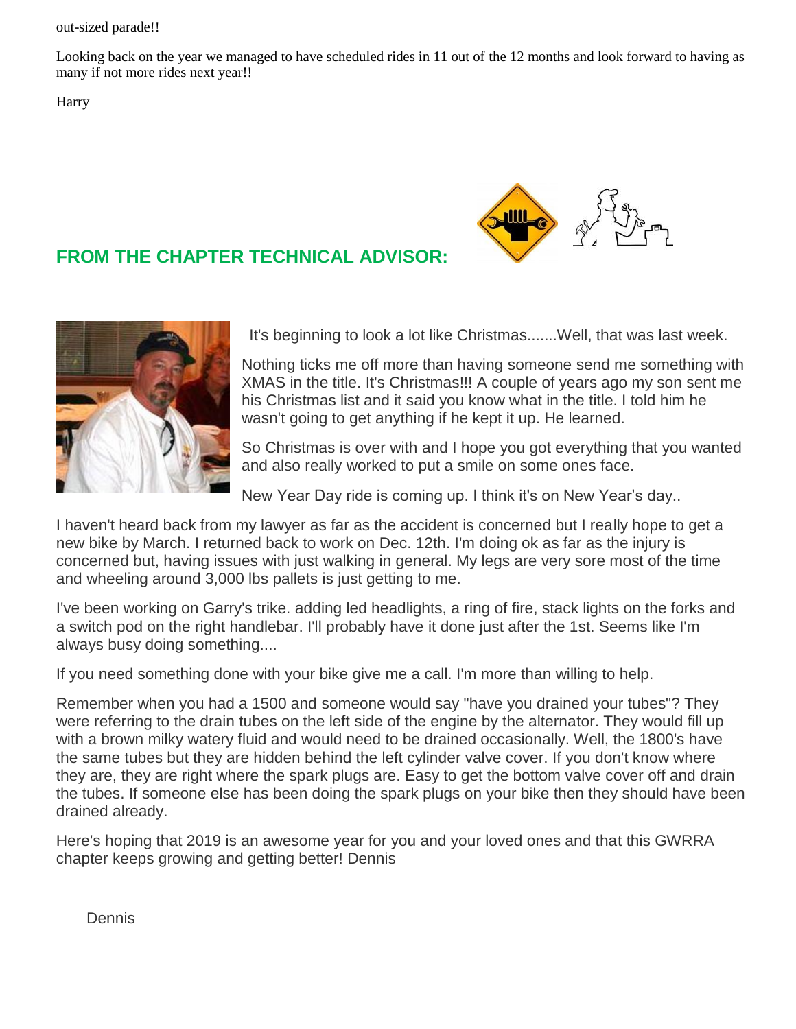out-sized parade!!

Looking back on the year we managed to have scheduled rides in 11 out of the 12 months and look forward to having as many if not more rides next year!!

Harry

## FROM THE CHAPTER TECHNICAL ADVISOR:

It's beginning to look a lot like Christmas.......Well, that was last week.

Nothing ticks me off more than having someone send me something with XMAS in the title. It's Christmas!!! A couple of years ago my son sent me his Christmas list and it said you know what in the title. I told him he wasn't going to get anything if he kept it up. He learned.

So Christmas is over with and I hope you got everything that you wanted and also really worked to put a smile on some ones face.

New Year Day ride is coming up. I think it's on New Year's day..

I haven't heard back from my lawyer as far as the accident is concerned but I really hope to get a new bike by March. I returned back to work on Dec. 12th. I'm doing ok as far as the injury is concerned but, having issues with just walking in general. My legs are very sore most of the time and wheeling around 3,000 lbs pallets is just getting to me.

I've been working on Garry's trike. adding led headlights, a ring of fire, stack lights on the forks and a switch pod on the right handlebar. I'll probably have it done just after the 1st. Seems like I'm always busy doing something....

If you need something done with your bike give me a call. I'm more than willing to help.

Remember when you had a 1500 and someone would say "have you drained your tubes"? They were referring to the drain tubes on the left side of the engine by the alternator. They would fill up with a brown milky watery fluid and would need to be drained occasionally. Well, the 1800's have the same tubes but they are hidden behind the left cylinder valve cover. If you don't know where they are, they are right where the spark plugs are. Easy to get the bottom valve cover off and drain the tubes. If someone else has been doing the spark plugs on your bike then they should have been drained already.

Here's hoping that 2019 is an awesome year for you and your loved ones and that this GWRRA chapter keeps growing and getting better! Dennis

Dennis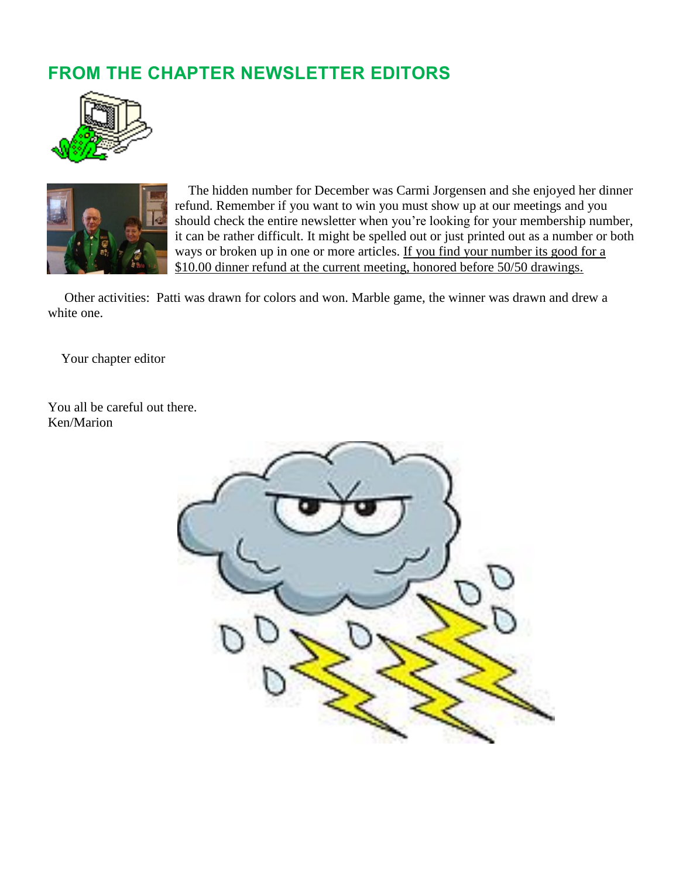## FROM THE CHAPTER NEWSLETTER EDITORS

The hidden number for December was Carmi Jorgensen and she enjoyed her dinner refund. Remember if you want to win you must show up at our meetings and you should check the entire newsletter when you're looking for your membership number, it can be rather difficult. It might be spelled out or just printed out as a number or both ways or broken up in one or more articles. If you find your number its good for a $10.00 dinner refund at the current meeting, honored before 50/50 drawings.

Other activities: Patti was drawn for colors and won. Marble game, the winner was drawn and drew a white one.

Your chapter editor

You all be careful out there.
Ken/Marion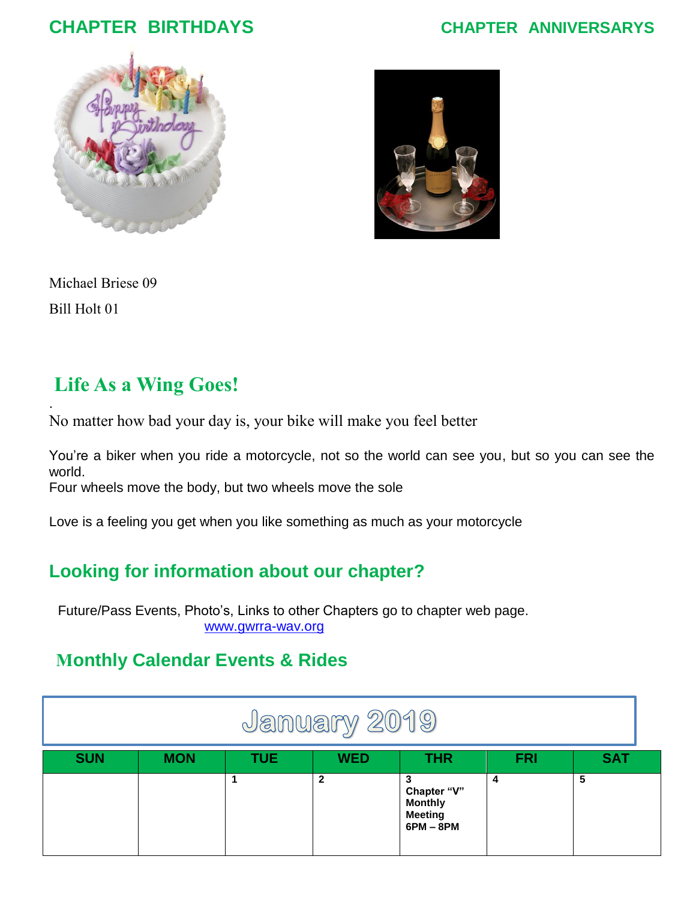## CHAPTER BIRTHDAYS

## CHAPTER ANNIVERSARYS

Michael Briese 09

Bill Holt 01

## Life As a Wing Goes!

.

No matter how bad your day is, your bike will make you feel better

You're a biker when you ride a motorcycle, not so the world can see you, but so you can see the world.

Four wheels move the body, but two wheels move the sole

Love is a feeling you get when you like something as much as your motorcycle

## Looking for information about our chapter?

Future/Pass Events, Photo's, Links to other Chapters go to chapter web page.
www.gwrra-wav.org

## Monthly Calendar Events & Rides

| January 2019 | | | | | | |
|---|---|---|---|---|---|---|
| **SUN** | **MON** | **TUE** | **WED** | **THR** | **FRI** | **SAT** |
| | | **1** | **2** | **3** **Chapter "V" Monthly Meeting 6PM – 8PM** | **4** | **5** |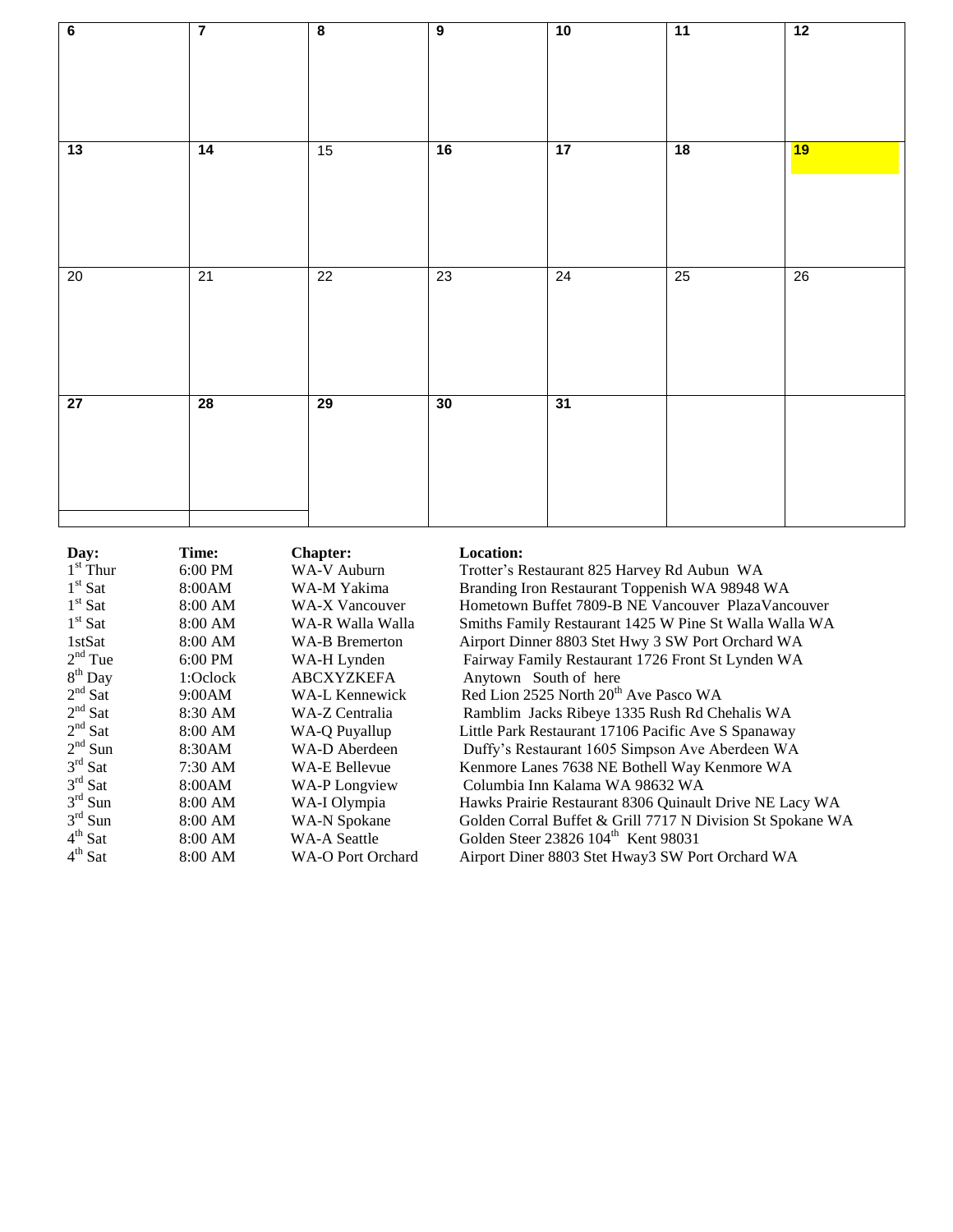| | | | | | | |
|---|---|---|---|---|---|---|
| 6 | 7 | 8 | 9 | 10 | 11 | 12 |
| 13 | 14 | 15 | 16 | 17 | 18 | 19 |
| 20 | 21 | 22 | 23 | 24 | 25 | 26 |
| 27 | 28 | 29 | 30 | 31 | | |

| Day: | Time: | Chapter: | Location: |
|---|---|---|---|
| 1st Thur | 6:00 PM | WA-V Auburn | Trotter's Restaurant 825 Harvey Rd Aubun WA |
| 1st Sat | 8:00AM | WA-M Yakima | Branding Iron Restaurant Toppenish WA 98948 WA |
| 1st Sat | 8:00 AM | WA-X Vancouver | Hometown Buffet 7809-B NE Vancouver PlazaVancouver |
| 1st Sat | 8:00 AM | WA-R Walla Walla | Smiths Family Restaurant 1425 W Pine St Walla Walla WA |
| 1stSat | 8:00 AM | WA-B Bremerton | Airport Dinner 8803 Stet Hwy 3 SW Port Orchard WA |
| 2nd Tue | 6:00 PM | WA-H Lynden | Fairway Family Restaurant 1726 Front St Lynden WA |
| 8th Day | 1:Oclock | ABCXYZKEFA | Anytown South of here |
| 2nd Sat | 9:00AM | WA-L Kennewick | Red Lion 2525 North 20th Ave Pasco WA |
| 2nd Sat | 8:30 AM | WA-Z Centralia | Ramblim Jacks Ribeye 1335 Rush Rd Chehalis WA |
| 2nd Sat | 8:00 AM | WA-Q Puyallup | Little Park Restaurant 17106 Pacific Ave S Spanaway |
| 2nd Sun | 8:30AM | WA-D Aberdeen | Duffy's Restaurant 1605 Simpson Ave Aberdeen WA |
| 3rd Sat | 7:30 AM | WA-E Bellevue | Kenmore Lanes 7638 NE Bothell Way Kenmore WA |
| 3rd Sat | 8:00AM | WA-P Longview | Columbia Inn Kalama WA 98632 WA |
| 3rd Sun | 8:00 AM | WA-I Olympia | Hawks Prairie Restaurant 8306 Quinault Drive NE Lacy WA |
| 3rd Sun | 8:00 AM | WA-N Spokane | Golden Corral Buffet & Grill 7717 N Division St Spokane WA |
| 4th Sat | 8:00 AM | WA-A Seattle | Golden Steer 23826 104th Kent 98031 |
| 4th Sat | 8:00 AM | WA-O Port Orchard | Airport Diner 8803 Stet Hway3 SW Port Orchard WA |